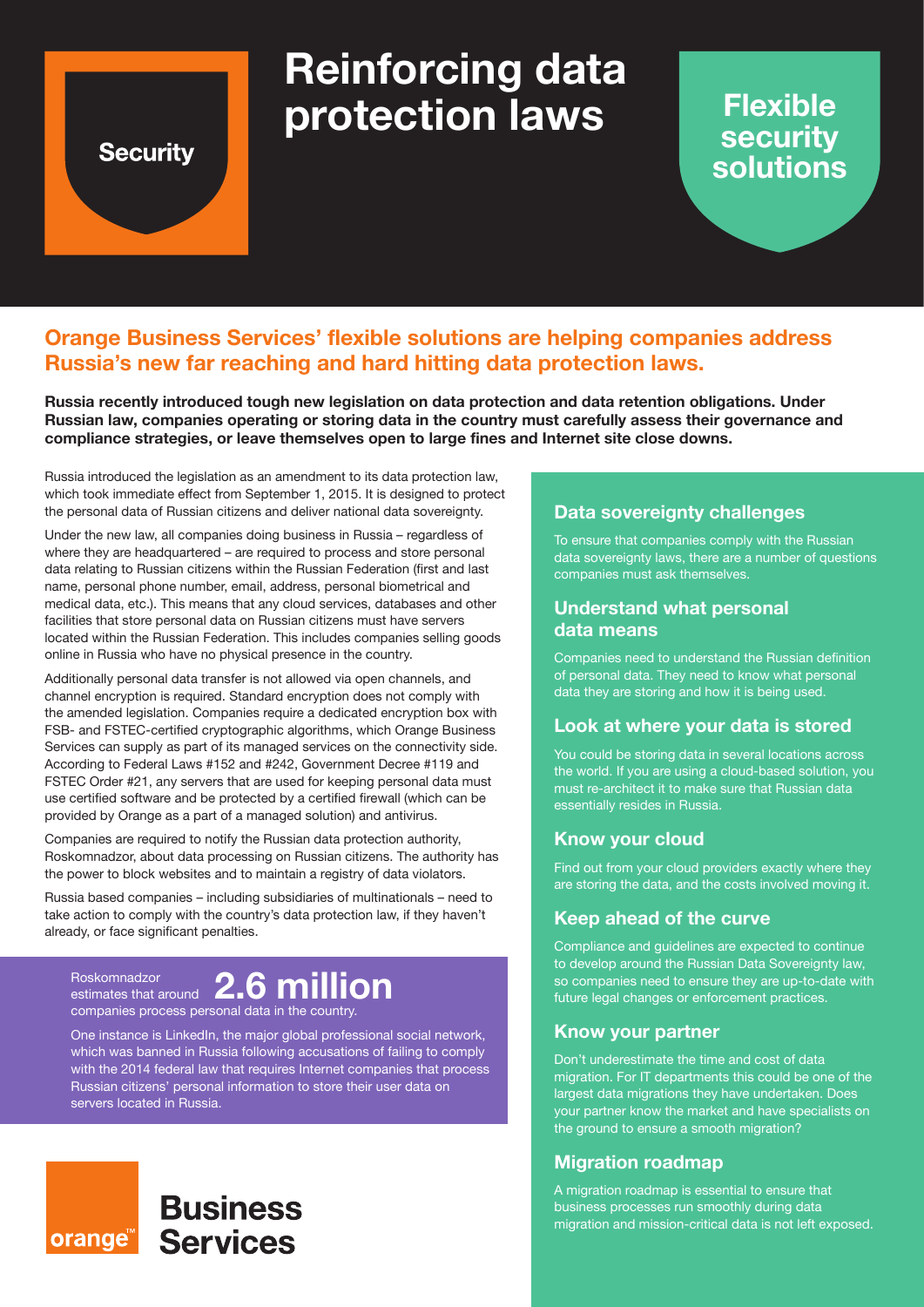Security

# Reinforcing data protection laws

Flexible security solutions

## Orange Business Services' flexible solutions are helping companies address Russia's new far reaching and hard hitting data protection laws.

**Russia recently introduced tough new legislation on data protection and data retention obligations. Under Russian law, companies operating or storing data in the country must carefully assess their governance and compliance strategies, or leave themselves open to large fines and Internet site close downs.**

Russia introduced the legislation as an amendment to its data protection law, which took immediate effect from September 1, 2015. It is designed to protect the personal data of Russian citizens and deliver national data sovereignty.

Under the new law, all companies doing business in Russia – regardless of where they are headquartered – are required to process and store personal data relating to Russian citizens within the Russian Federation (first and last name, personal phone number, email, address, personal biometrical and medical data, etc.). This means that any cloud services, databases and other facilities that store personal data on Russian citizens must have servers located within the Russian Federation. This includes companies selling goods online in Russia who have no physical presence in the country.

Additionally personal data transfer is not allowed via open channels, and channel encryption is required. Standard encryption does not comply with the amended legislation. Companies require a dedicated encryption box with FSB- and FSTEC-certified cryptographic algorithms, which Orange Business Services can supply as part of its managed services on the connectivity side. According to Federal Laws #152 and #242, Government Decree #119 and FSTEC Order #21, any servers that are used for keeping personal data must use certified software and be protected by a certified firewall (which can be provided by Orange as a part of a managed solution) and antivirus.

Companies are required to notify the Russian data protection authority, Roskomnadzor, about data processing on Russian citizens. The authority has the power to block websites and to maintain a registry of data violators.

Russia based companies – including subsidiaries of multinationals – need to take action to comply with the country's data protection law, if they haven't already, or face significant penalties.

Roskomnadzor estimates that around **2.6 million** companies process personal data in the country.

One instance is LinkedIn, the major global professional social network, which was banned in Russia following accusations of failing to comply with the 2014 federal law that requires Internet companies that process Russian citizens' personal information to store their user data on servers located in Russia.

### Data sovereignty challenges

To ensure that companies comply with the Russian data sovereignty laws, there are a number of questions companies must ask themselves.

### Understand what personal data means

Companies need to understand the Russian definition of personal data. They need to know what personal data they are storing and how it is being used.

### Look at where your data is stored

You could be storing data in several locations across the world. If you are using a cloud-based solution, you must re-architect it to make sure that Russian data essentially resides in Russia.

### Know your cloud

Find out from your cloud providers exactly where they are storing the data, and the costs involved moving it.

### Keep ahead of the curve

Compliance and guidelines are expected to continue to develop around the Russian Data Sovereignty law, so companies need to ensure they are up-to-date with future legal changes or enforcement practices.

### Know your partner

Don't underestimate the time and cost of data migration. For IT departments this could be one of the largest data migrations they have undertaken. Does your partner know the market and have specialists on the ground to ensure a smooth migration?

### Migration roadmap

A migration roadmap is essential to ensure that business processes run smoothly during data migration and mission-critical data is not left exposed.

orange™ Business Services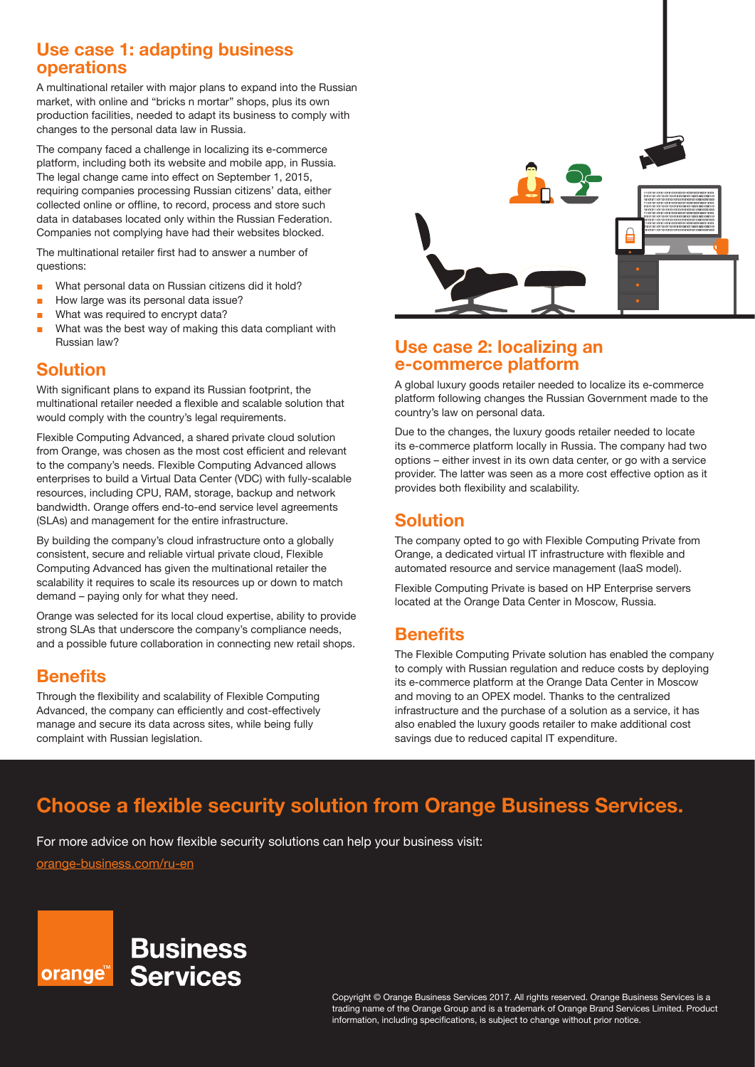## Use case 1: adapting business operations

A multinational retailer with major plans to expand into the Russian market, with online and "bricks n mortar" shops, plus its own production facilities, needed to adapt its business to comply with changes to the personal data law in Russia.

The company faced a challenge in localizing its e-commerce platform, including both its website and mobile app, in Russia. The legal change came into effect on September 1, 2015, requiring companies processing Russian citizens' data, either collected online or offline, to record, process and store such data in databases located only within the Russian Federation. Companies not complying have had their websites blocked.

The multinational retailer first had to answer a number of questions:

- What personal data on Russian citizens did it hold?
- How large was its personal data issue?
- What was required to encrypt data?
- What was the best way of making this data compliant with Russian law?

## Solution

With significant plans to expand its Russian footprint, the multinational retailer needed a flexible and scalable solution that would comply with the country's legal requirements.

Flexible Computing Advanced, a shared private cloud solution from Orange, was chosen as the most cost efficient and relevant to the company's needs. Flexible Computing Advanced allows enterprises to build a Virtual Data Center (VDC) with fully-scalable resources, including CPU, RAM, storage, backup and network bandwidth. Orange offers end-to-end service level agreements (SLAs) and management for the entire infrastructure.

By building the company's cloud infrastructure onto a globally consistent, secure and reliable virtual private cloud, Flexible Computing Advanced has given the multinational retailer the scalability it requires to scale its resources up or down to match demand – paying only for what they need.

Orange was selected for its local cloud expertise, ability to provide strong SLAs that underscore the company's compliance needs, and a possible future collaboration in connecting new retail shops.

## Benefits

Through the flexibility and scalability of Flexible Computing Advanced, the company can efficiently and cost-effectively manage and secure its data across sites, while being fully complaint with Russian legislation.

## Use case 2: localizing an e-commerce platform

A global luxury goods retailer needed to localize its e-commerce platform following changes the Russian Government made to the country's law on personal data.

Due to the changes, the luxury goods retailer needed to locate its e-commerce platform locally in Russia. The company had two options – either invest in its own data center, or go with a service provider. The latter was seen as a more cost effective option as it provides both flexibility and scalability.

## Solution

The company opted to go with Flexible Computing Private from Orange, a dedicated virtual IT infrastructure with flexible and automated resource and service management (IaaS model).

Flexible Computing Private is based on HP Enterprise servers located at the Orange Data Center in Moscow, Russia.

## Benefits

The Flexible Computing Private solution has enabled the company to comply with Russian regulation and reduce costs by deploying its e-commerce platform at the Orange Data Center in Moscow and moving to an OPEX model. Thanks to the centralized infrastructure and the purchase of a solution as a service, it has also enabled the luxury goods retailer to make additional cost savings due to reduced capital IT expenditure.

## Choose a flexible security solution from Orange Business Services.

For more advice on how flexible security solutions can help your business visit:

orange-business.com/ru-en

orange™ Business Services

Copyright © Orange Business Services 2017. All rights reserved. Orange Business Services is a trading name of the Orange Group and is a trademark of Orange Brand Services Limited. Product information, including specifications, is subject to change without prior notice.